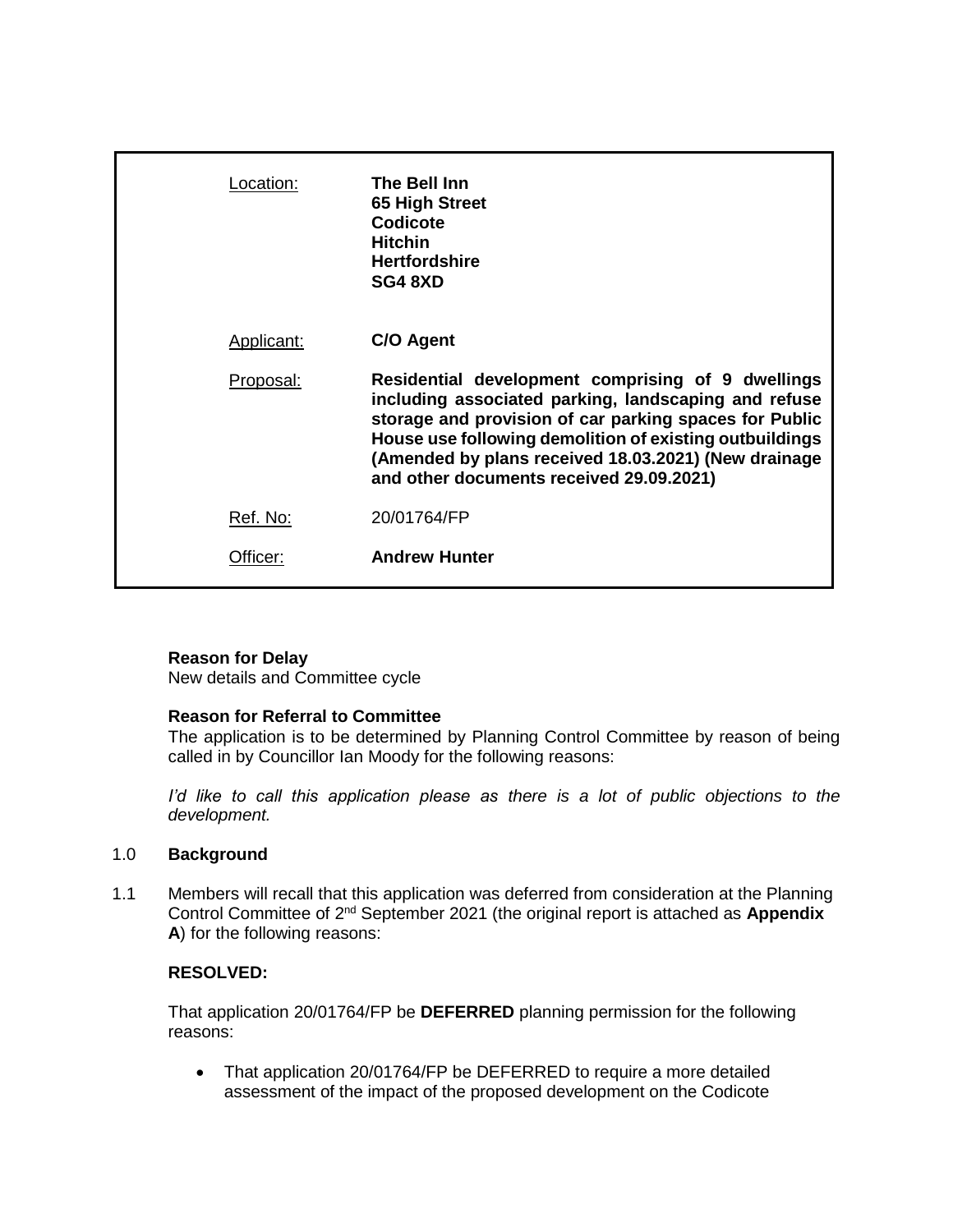| | |
|---|---|
| Location: | **The Bell Inn**<br>**65 High Street**<br>**Codicote**<br>**Hitchin**<br>**Hertfordshire**<br>**SG4 8XD** |
| Applicant: | **C/O Agent** |
| Proposal: | **Residential development comprising of 9 dwellings including associated parking, landscaping and refuse storage and provision of car parking spaces for Public House use following demolition of existing outbuildings (Amended by plans received 18.03.2021) (New drainage and other documents received 29.09.2021)** |
| Ref. No: | 20/01764/FP |
| Officer: | **Andrew Hunter** |

**Reason for Delay**
New details and Committee cycle

**Reason for Referral to Committee**
The application is to be determined by Planning Control Committee by reason of being called in by Councillor Ian Moody for the following reasons:

*I'd like to call this application please as there is a lot of public objections to the development.*

## 1.0 Background

1.1 Members will recall that this application was deferred from consideration at the Planning Control Committee of 2nd September 2021 (the original report is attached as **Appendix A**) for the following reasons:

**RESOLVED:**

That application 20/01764/FP be **DEFERRED** planning permission for the following reasons:

- That application 20/01764/FP be DEFERRED to require a more detailed assessment of the impact of the proposed development on the Codicote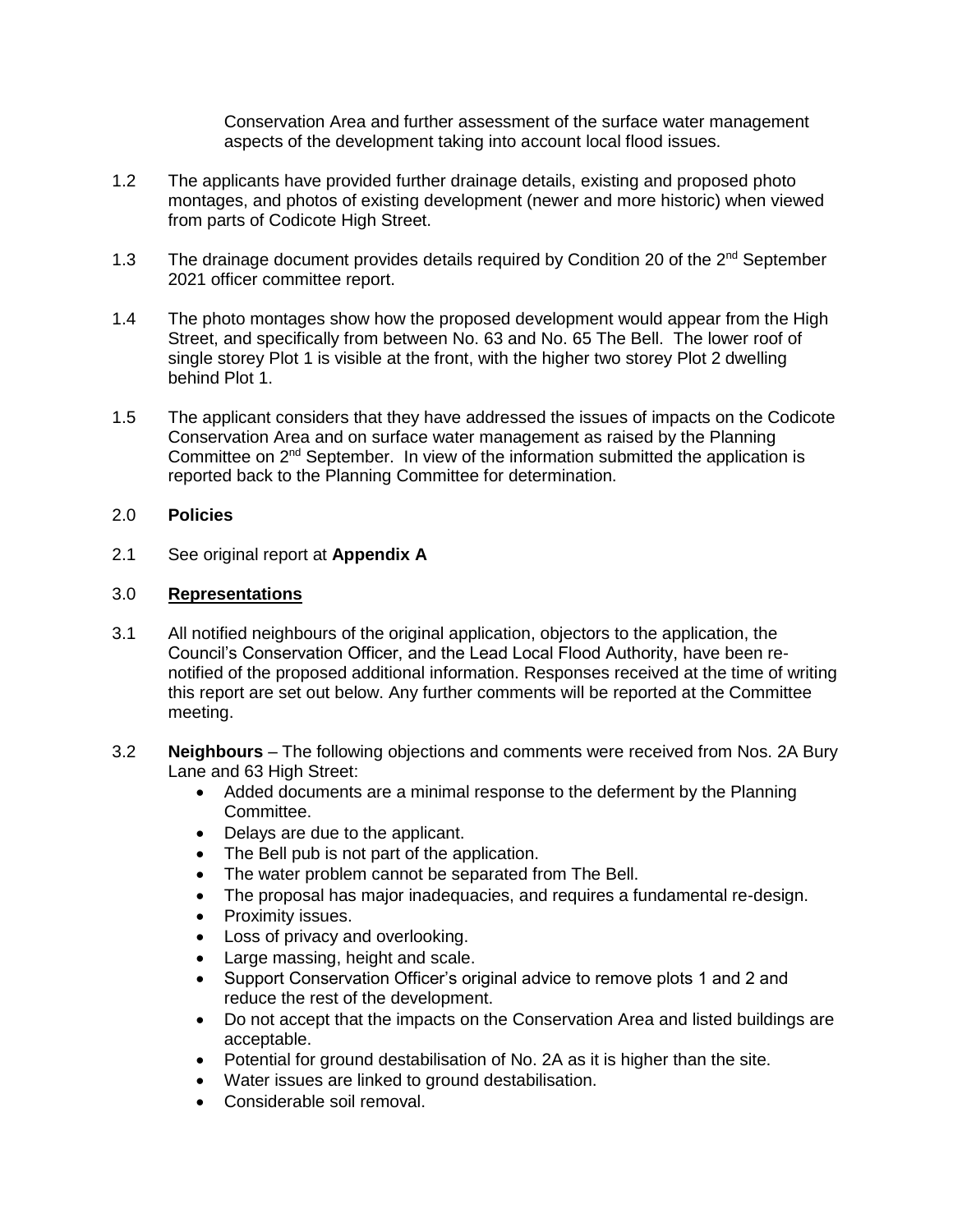Conservation Area and further assessment of the surface water management aspects of the development taking into account local flood issues.

1.2 The applicants have provided further drainage details, existing and proposed photo montages, and photos of existing development (newer and more historic) when viewed from parts of Codicote High Street.

1.3 The drainage document provides details required by Condition 20 of the 2nd September 2021 officer committee report.

1.4 The photo montages show how the proposed development would appear from the High Street, and specifically from between No. 63 and No. 65 The Bell. The lower roof of single storey Plot 1 is visible at the front, with the higher two storey Plot 2 dwelling behind Plot 1.

1.5 The applicant considers that they have addressed the issues of impacts on the Codicote Conservation Area and on surface water management as raised by the Planning Committee on 2nd September. In view of the information submitted the application is reported back to the Planning Committee for determination.

## 2.0 **Policies**

2.1 See original report at **Appendix A**

## 3.0 **Representations**

3.1 All notified neighbours of the original application, objectors to the application, the Council's Conservation Officer, and the Lead Local Flood Authority, have been re-notified of the proposed additional information. Responses received at the time of writing this report are set out below. Any further comments will be reported at the Committee meeting.

3.2 **Neighbours** – The following objections and comments were received from Nos. 2A Bury Lane and 63 High Street:

- Added documents are a minimal response to the deferment by the Planning Committee.
- Delays are due to the applicant.
- The Bell pub is not part of the application.
- The water problem cannot be separated from The Bell.
- The proposal has major inadequacies, and requires a fundamental re-design.
- Proximity issues.
- Loss of privacy and overlooking.
- Large massing, height and scale.
- Support Conservation Officer's original advice to remove plots 1 and 2 and reduce the rest of the development.
- Do not accept that the impacts on the Conservation Area and listed buildings are acceptable.
- Potential for ground destabilisation of No. 2A as it is higher than the site.
- Water issues are linked to ground destabilisation.
- Considerable soil removal.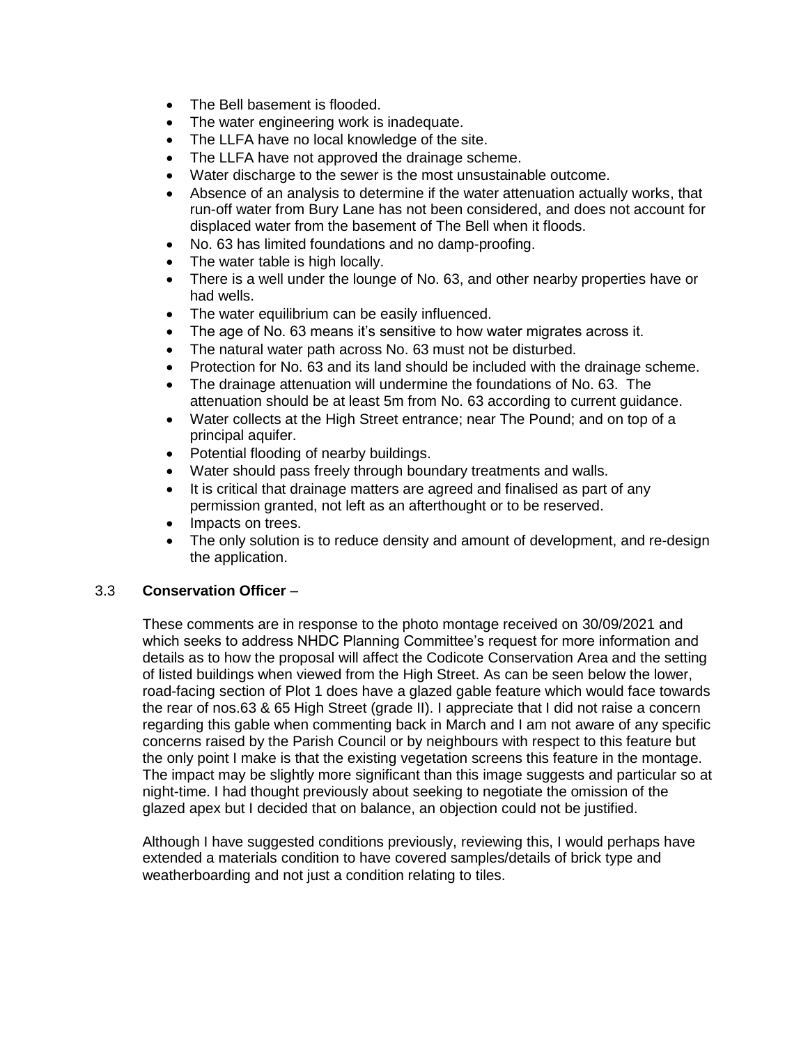- The Bell basement is flooded.
- The water engineering work is inadequate.
- The LLFA have no local knowledge of the site.
- The LLFA have not approved the drainage scheme.
- Water discharge to the sewer is the most unsustainable outcome.
- Absence of an analysis to determine if the water attenuation actually works, that run-off water from Bury Lane has not been considered, and does not account for displaced water from the basement of The Bell when it floods.
- No. 63 has limited foundations and no damp-proofing.
- The water table is high locally.
- There is a well under the lounge of No. 63, and other nearby properties have or had wells.
- The water equilibrium can be easily influenced.
- The age of No. 63 means it's sensitive to how water migrates across it.
- The natural water path across No. 63 must not be disturbed.
- Protection for No. 63 and its land should be included with the drainage scheme.
- The drainage attenuation will undermine the foundations of No. 63. The attenuation should be at least 5m from No. 63 according to current guidance.
- Water collects at the High Street entrance; near The Pound; and on top of a principal aquifer.
- Potential flooding of nearby buildings.
- Water should pass freely through boundary treatments and walls.
- It is critical that drainage matters are agreed and finalised as part of any permission granted, not left as an afterthought or to be reserved.
- Impacts on trees.
- The only solution is to reduce density and amount of development, and re-design the application.

3.3 **Conservation Officer** –

These comments are in response to the photo montage received on 30/09/2021 and which seeks to address NHDC Planning Committee's request for more information and details as to how the proposal will affect the Codicote Conservation Area and the setting of listed buildings when viewed from the High Street. As can be seen below the lower, road-facing section of Plot 1 does have a glazed gable feature which would face towards the rear of nos.63 & 65 High Street (grade II). I appreciate that I did not raise a concern regarding this gable when commenting back in March and I am not aware of any specific concerns raised by the Parish Council or by neighbours with respect to this feature but the only point I make is that the existing vegetation screens this feature in the montage. The impact may be slightly more significant than this image suggests and particular so at night-time. I had thought previously about seeking to negotiate the omission of the glazed apex but I decided that on balance, an objection could not be justified.

Although I have suggested conditions previously, reviewing this, I would perhaps have extended a materials condition to have covered samples/details of brick type and weatherboarding and not just a condition relating to tiles.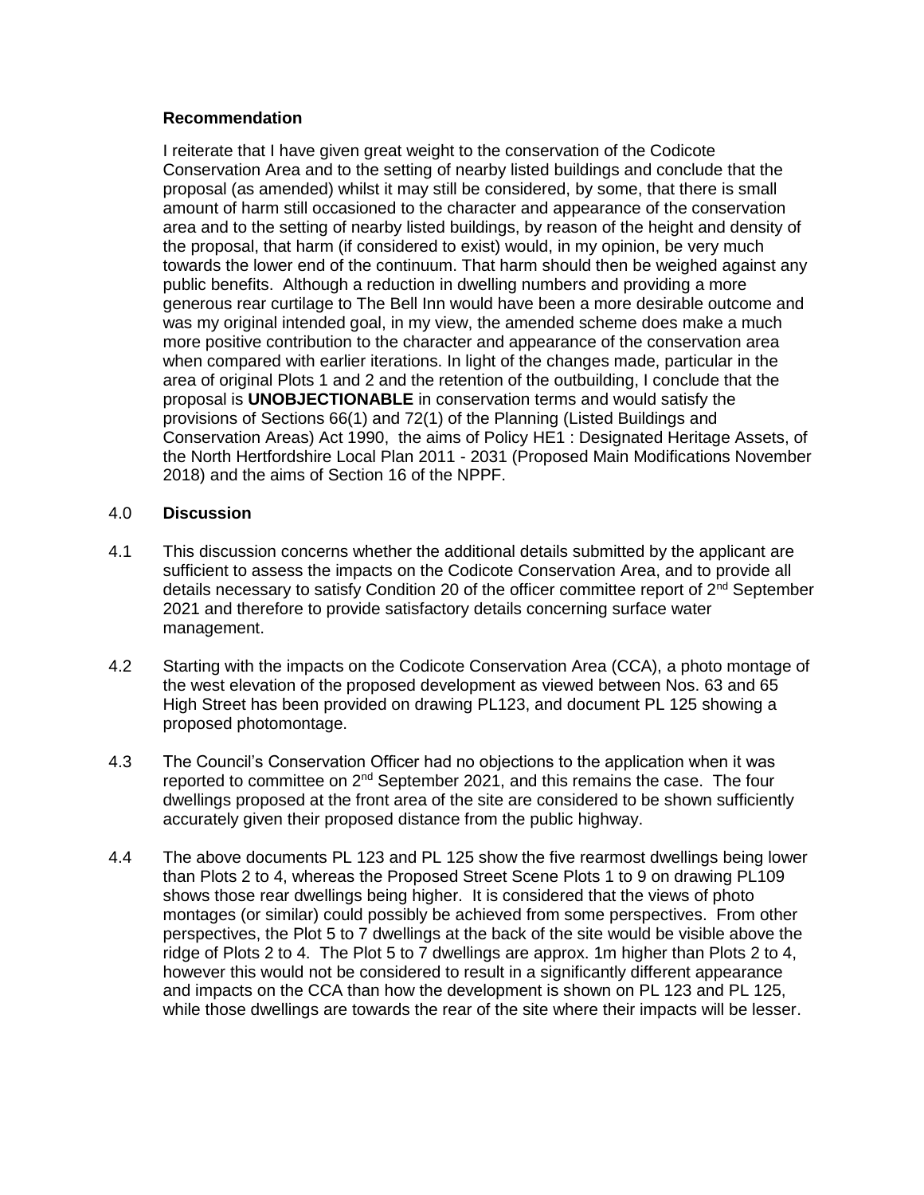**Recommendation**

I reiterate that I have given great weight to the conservation of the Codicote Conservation Area and to the setting of nearby listed buildings and conclude that the proposal (as amended) whilst it may still be considered, by some, that there is small amount of harm still occasioned to the character and appearance of the conservation area and to the setting of nearby listed buildings, by reason of the height and density of the proposal, that harm (if considered to exist) would, in my opinion, be very much towards the lower end of the continuum. That harm should then be weighed against any public benefits. Although a reduction in dwelling numbers and providing a more generous rear curtilage to The Bell Inn would have been a more desirable outcome and was my original intended goal, in my view, the amended scheme does make a much more positive contribution to the character and appearance of the conservation area when compared with earlier iterations. In light of the changes made, particular in the area of original Plots 1 and 2 and the retention of the outbuilding, I conclude that the proposal is **UNOBJECTIONABLE** in conservation terms and would satisfy the provisions of Sections 66(1) and 72(1) of the Planning (Listed Buildings and Conservation Areas) Act 1990, the aims of Policy HE1 : Designated Heritage Assets, of the North Hertfordshire Local Plan 2011 - 2031 (Proposed Main Modifications November 2018) and the aims of Section 16 of the NPPF.

## 4.0 Discussion

4.1 This discussion concerns whether the additional details submitted by the applicant are sufficient to assess the impacts on the Codicote Conservation Area, and to provide all details necessary to satisfy Condition 20 of the officer committee report of 2nd September 2021 and therefore to provide satisfactory details concerning surface water management.

4.2 Starting with the impacts on the Codicote Conservation Area (CCA), a photo montage of the west elevation of the proposed development as viewed between Nos. 63 and 65 High Street has been provided on drawing PL123, and document PL 125 showing a proposed photomontage.

4.3 The Council's Conservation Officer had no objections to the application when it was reported to committee on 2nd September 2021, and this remains the case. The four dwellings proposed at the front area of the site are considered to be shown sufficiently accurately given their proposed distance from the public highway.

4.4 The above documents PL 123 and PL 125 show the five rearmost dwellings being lower than Plots 2 to 4, whereas the Proposed Street Scene Plots 1 to 9 on drawing PL109 shows those rear dwellings being higher. It is considered that the views of photo montages (or similar) could possibly be achieved from some perspectives. From other perspectives, the Plot 5 to 7 dwellings at the back of the site would be visible above the ridge of Plots 2 to 4. The Plot 5 to 7 dwellings are approx. 1m higher than Plots 2 to 4, however this would not be considered to result in a significantly different appearance and impacts on the CCA than how the development is shown on PL 123 and PL 125, while those dwellings are towards the rear of the site where their impacts will be lesser.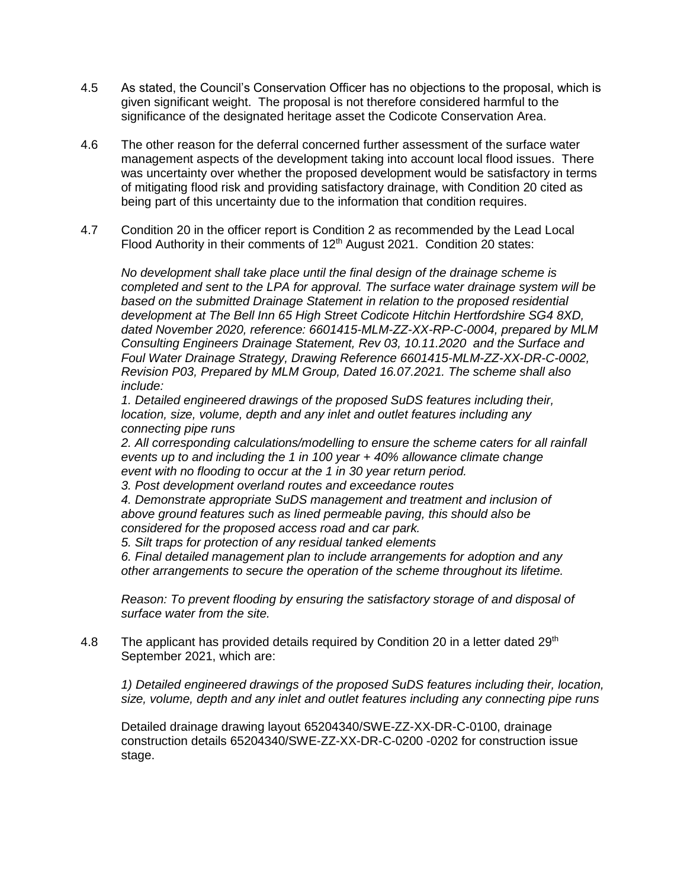4.5 As stated, the Council's Conservation Officer has no objections to the proposal, which is given significant weight. The proposal is not therefore considered harmful to the significance of the designated heritage asset the Codicote Conservation Area.

4.6 The other reason for the deferral concerned further assessment of the surface water management aspects of the development taking into account local flood issues. There was uncertainty over whether the proposed development would be satisfactory in terms of mitigating flood risk and providing satisfactory drainage, with Condition 20 cited as being part of this uncertainty due to the information that condition requires.

4.7 Condition 20 in the officer report is Condition 2 as recommended by the Lead Local Flood Authority in their comments of 12th August 2021. Condition 20 states:

*No development shall take place until the final design of the drainage scheme is completed and sent to the LPA for approval. The surface water drainage system will be based on the submitted Drainage Statement in relation to the proposed residential development at The Bell Inn 65 High Street Codicote Hitchin Hertfordshire SG4 8XD, dated November 2020, reference: 6601415-MLM-ZZ-XX-RP-C-0004, prepared by MLM Consulting Engineers Drainage Statement, Rev 03, 10.11.2020 and the Surface and Foul Water Drainage Strategy, Drawing Reference 6601415-MLM-ZZ-XX-DR-C-0002, Revision P03, Prepared by MLM Group, Dated 16.07.2021. The scheme shall also include:*

*1. Detailed engineered drawings of the proposed SuDS features including their, location, size, volume, depth and any inlet and outlet features including any connecting pipe runs*

*2. All corresponding calculations/modelling to ensure the scheme caters for all rainfall events up to and including the 1 in 100 year + 40% allowance climate change event with no flooding to occur at the 1 in 30 year return period.*

*3. Post development overland routes and exceedance routes*

*4. Demonstrate appropriate SuDS management and treatment and inclusion of above ground features such as lined permeable paving, this should also be considered for the proposed access road and car park.*

*5. Silt traps for protection of any residual tanked elements*

*6. Final detailed management plan to include arrangements for adoption and any other arrangements to secure the operation of the scheme throughout its lifetime.*

*Reason: To prevent flooding by ensuring the satisfactory storage of and disposal of surface water from the site.*

4.8 The applicant has provided details required by Condition 20 in a letter dated 29th September 2021, which are:

*1) Detailed engineered drawings of the proposed SuDS features including their, location, size, volume, depth and any inlet and outlet features including any connecting pipe runs*

Detailed drainage drawing layout 65204340/SWE-ZZ-XX-DR-C-0100, drainage construction details 65204340/SWE-ZZ-XX-DR-C-0200 -0202 for construction issue stage.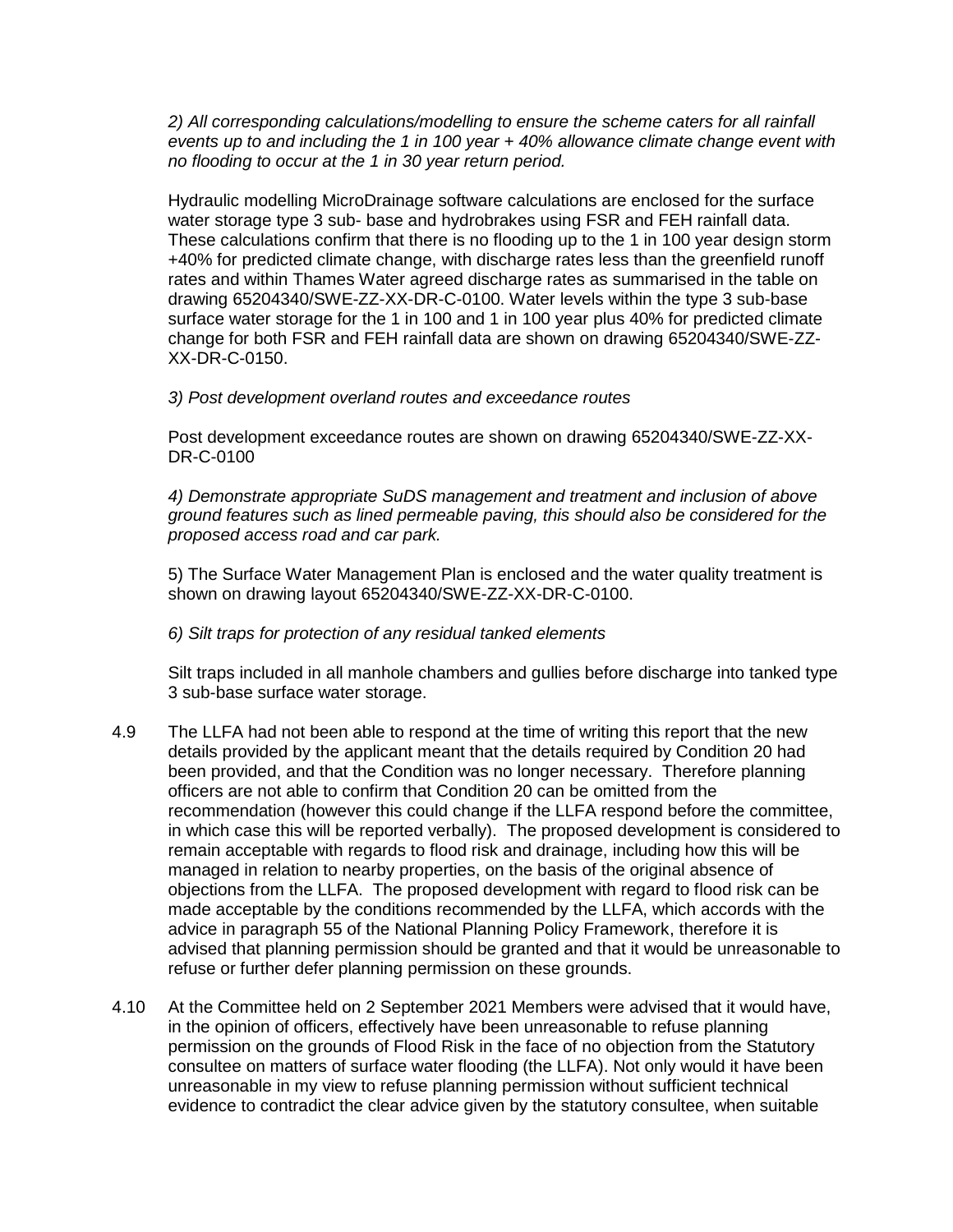*2) All corresponding calculations/modelling to ensure the scheme caters for all rainfall events up to and including the 1 in 100 year + 40% allowance climate change event with no flooding to occur at the 1 in 30 year return period.*

Hydraulic modelling MicroDrainage software calculations are enclosed for the surface water storage type 3 sub- base and hydrobrakes using FSR and FEH rainfall data. These calculations confirm that there is no flooding up to the 1 in 100 year design storm +40% for predicted climate change, with discharge rates less than the greenfield runoff rates and within Thames Water agreed discharge rates as summarised in the table on drawing 65204340/SWE-ZZ-XX-DR-C-0100. Water levels within the type 3 sub-base surface water storage for the 1 in 100 and 1 in 100 year plus 40% for predicted climate change for both FSR and FEH rainfall data are shown on drawing 65204340/SWE-ZZ-XX-DR-C-0150.

*3) Post development overland routes and exceedance routes*

Post development exceedance routes are shown on drawing 65204340/SWE-ZZ-XX-DR-C-0100

*4) Demonstrate appropriate SuDS management and treatment and inclusion of above ground features such as lined permeable paving, this should also be considered for the proposed access road and car park.*

5) The Surface Water Management Plan is enclosed and the water quality treatment is shown on drawing layout 65204340/SWE-ZZ-XX-DR-C-0100.

*6) Silt traps for protection of any residual tanked elements*

Silt traps included in all manhole chambers and gullies before discharge into tanked type 3 sub-base surface water storage.

4.9 The LLFA had not been able to respond at the time of writing this report that the new details provided by the applicant meant that the details required by Condition 20 had been provided, and that the Condition was no longer necessary. Therefore planning officers are not able to confirm that Condition 20 can be omitted from the recommendation (however this could change if the LLFA respond before the committee, in which case this will be reported verbally). The proposed development is considered to remain acceptable with regards to flood risk and drainage, including how this will be managed in relation to nearby properties, on the basis of the original absence of objections from the LLFA. The proposed development with regard to flood risk can be made acceptable by the conditions recommended by the LLFA, which accords with the advice in paragraph 55 of the National Planning Policy Framework, therefore it is advised that planning permission should be granted and that it would be unreasonable to refuse or further defer planning permission on these grounds.

4.10 At the Committee held on 2 September 2021 Members were advised that it would have, in the opinion of officers, effectively have been unreasonable to refuse planning permission on the grounds of Flood Risk in the face of no objection from the Statutory consultee on matters of surface water flooding (the LLFA). Not only would it have been unreasonable in my view to refuse planning permission without sufficient technical evidence to contradict the clear advice given by the statutory consultee, when suitable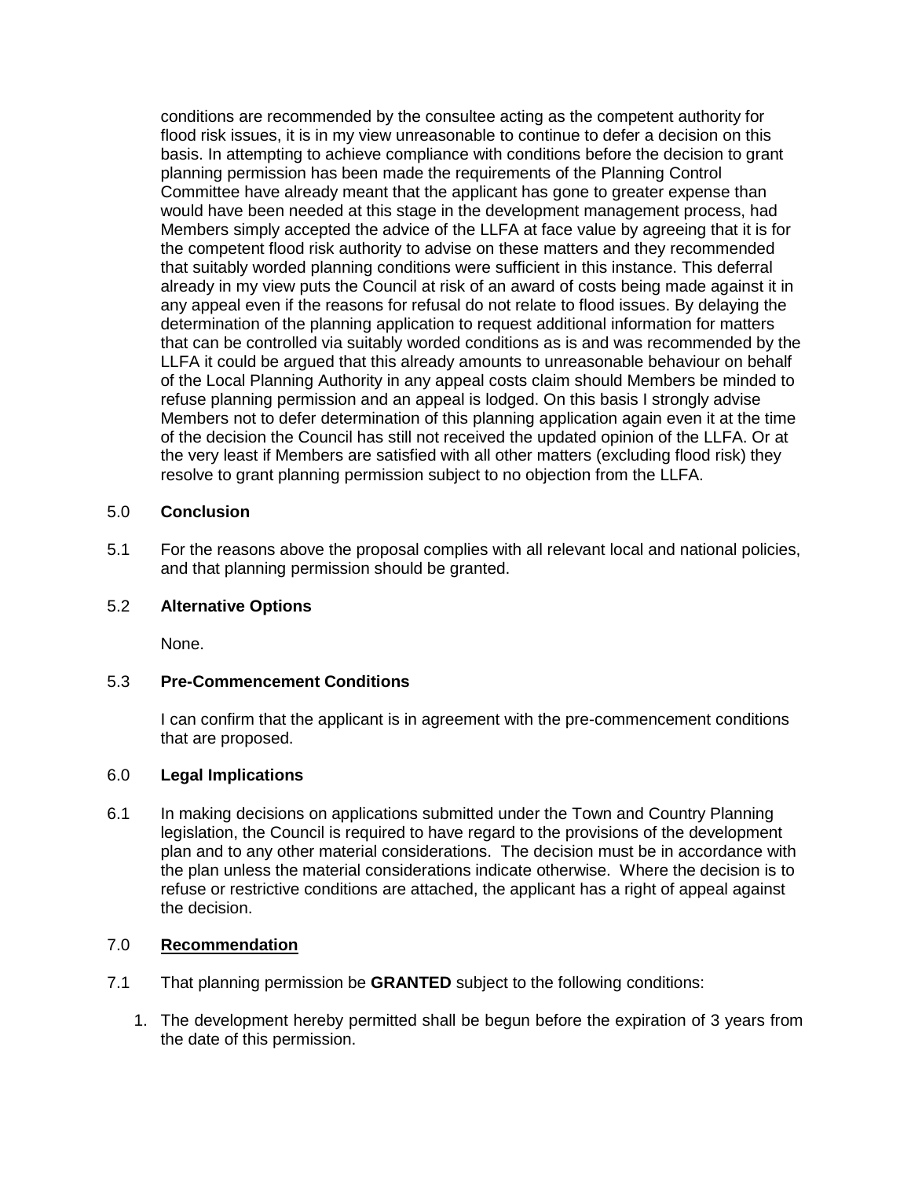conditions are recommended by the consultee acting as the competent authority for flood risk issues, it is in my view unreasonable to continue to defer a decision on this basis. In attempting to achieve compliance with conditions before the decision to grant planning permission has been made the requirements of the Planning Control Committee have already meant that the applicant has gone to greater expense than would have been needed at this stage in the development management process, had Members simply accepted the advice of the LLFA at face value by agreeing that it is for the competent flood risk authority to advise on these matters and they recommended that suitably worded planning conditions were sufficient in this instance. This deferral already in my view puts the Council at risk of an award of costs being made against it in any appeal even if the reasons for refusal do not relate to flood issues. By delaying the determination of the planning application to request additional information for matters that can be controlled via suitably worded conditions as is and was recommended by the LLFA it could be argued that this already amounts to unreasonable behaviour on behalf of the Local Planning Authority in any appeal costs claim should Members be minded to refuse planning permission and an appeal is lodged. On this basis I strongly advise Members not to defer determination of this planning application again even it at the time of the decision the Council has still not received the updated opinion of the LLFA. Or at the very least if Members are satisfied with all other matters (excluding flood risk) they resolve to grant planning permission subject to no objection from the LLFA.

5.0 **Conclusion**

5.1 For the reasons above the proposal complies with all relevant local and national policies, and that planning permission should be granted.

5.2 **Alternative Options**

None.

5.3 **Pre-Commencement Conditions**

I can confirm that the applicant is in agreement with the pre-commencement conditions that are proposed.

6.0 **Legal Implications**

6.1 In making decisions on applications submitted under the Town and Country Planning legislation, the Council is required to have regard to the provisions of the development plan and to any other material considerations. The decision must be in accordance with the plan unless the material considerations indicate otherwise. Where the decision is to refuse or restrictive conditions are attached, the applicant has a right of appeal against the decision.

7.0 **Recommendation**

7.1 That planning permission be **GRANTED** subject to the following conditions:

1. The development hereby permitted shall be begun before the expiration of 3 years from the date of this permission.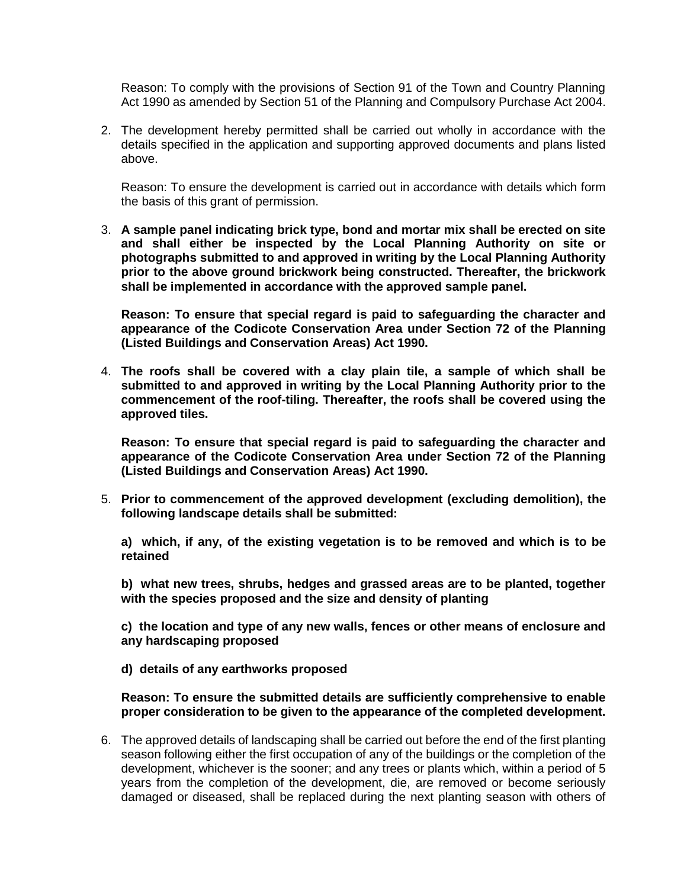Reason: To comply with the provisions of Section 91 of the Town and Country Planning Act 1990 as amended by Section 51 of the Planning and Compulsory Purchase Act 2004.

2. The development hereby permitted shall be carried out wholly in accordance with the details specified in the application and supporting approved documents and plans listed above.

   Reason: To ensure the development is carried out in accordance with details which form the basis of this grant of permission.

3. **A sample panel indicating brick type, bond and mortar mix shall be erected on site and shall either be inspected by the Local Planning Authority on site or photographs submitted to and approved in writing by the Local Planning Authority prior to the above ground brickwork being constructed. Thereafter, the brickwork shall be implemented in accordance with the approved sample panel.**

   **Reason: To ensure that special regard is paid to safeguarding the character and appearance of the Codicote Conservation Area under Section 72 of the Planning (Listed Buildings and Conservation Areas) Act 1990.**

4. **The roofs shall be covered with a clay plain tile, a sample of which shall be submitted to and approved in writing by the Local Planning Authority prior to the commencement of the roof-tiling. Thereafter, the roofs shall be covered using the approved tiles.**

   **Reason: To ensure that special regard is paid to safeguarding the character and appearance of the Codicote Conservation Area under Section 72 of the Planning (Listed Buildings and Conservation Areas) Act 1990.**

5. **Prior to commencement of the approved development (excluding demolition), the following landscape details shall be submitted:**

   **a) which, if any, of the existing vegetation is to be removed and which is to be retained**

   **b) what new trees, shrubs, hedges and grassed areas are to be planted, together with the species proposed and the size and density of planting**

   **c) the location and type of any new walls, fences or other means of enclosure and any hardscaping proposed**

   **d) details of any earthworks proposed**

   **Reason: To ensure the submitted details are sufficiently comprehensive to enable proper consideration to be given to the appearance of the completed development.**

6. The approved details of landscaping shall be carried out before the end of the first planting season following either the first occupation of any of the buildings or the completion of the development, whichever is the sooner; and any trees or plants which, within a period of 5 years from the completion of the development, die, are removed or become seriously damaged or diseased, shall be replaced during the next planting season with others of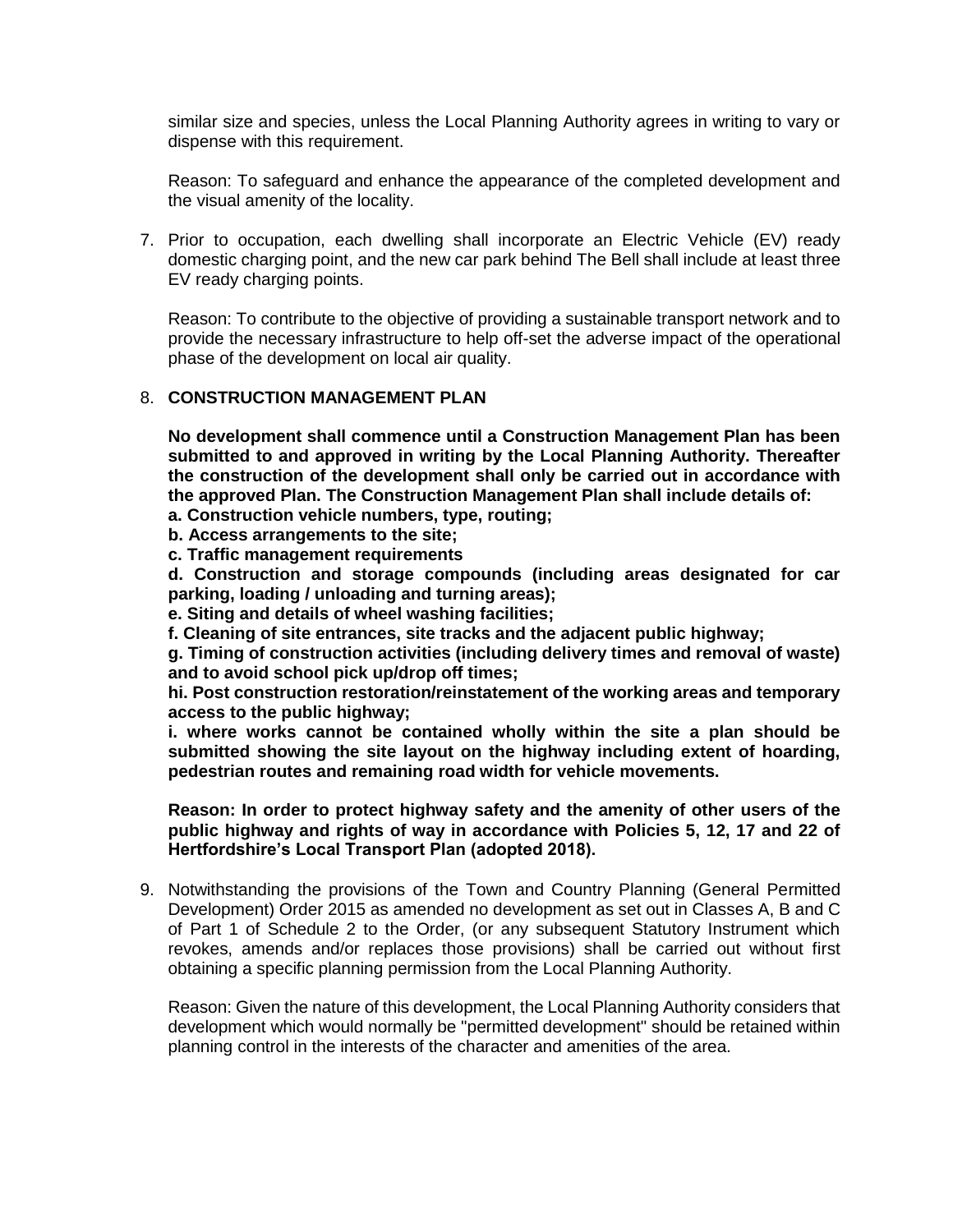similar size and species, unless the Local Planning Authority agrees in writing to vary or dispense with this requirement.

Reason: To safeguard and enhance the appearance of the completed development and the visual amenity of the locality.

7. Prior to occupation, each dwelling shall incorporate an Electric Vehicle (EV) ready domestic charging point, and the new car park behind The Bell shall include at least three EV ready charging points.

   Reason: To contribute to the objective of providing a sustainable transport network and to provide the necessary infrastructure to help off-set the adverse impact of the operational phase of the development on local air quality.

8. **CONSTRUCTION MANAGEMENT PLAN**

   **No development shall commence until a Construction Management Plan has been submitted to and approved in writing by the Local Planning Authority. Thereafter the construction of the development shall only be carried out in accordance with the approved Plan. The Construction Management Plan shall include details of:**
   **a. Construction vehicle numbers, type, routing;**
   **b. Access arrangements to the site;**
   **c. Traffic management requirements**
   **d. Construction and storage compounds (including areas designated for car parking, loading / unloading and turning areas);**
   **e. Siting and details of wheel washing facilities;**
   **f. Cleaning of site entrances, site tracks and the adjacent public highway;**
   **g. Timing of construction activities (including delivery times and removal of waste) and to avoid school pick up/drop off times;**
   **hi. Post construction restoration/reinstatement of the working areas and temporary access to the public highway;**
   **i. where works cannot be contained wholly within the site a plan should be submitted showing the site layout on the highway including extent of hoarding, pedestrian routes and remaining road width for vehicle movements.**

   **Reason: In order to protect highway safety and the amenity of other users of the public highway and rights of way in accordance with Policies 5, 12, 17 and 22 of Hertfordshire's Local Transport Plan (adopted 2018).**

9. Notwithstanding the provisions of the Town and Country Planning (General Permitted Development) Order 2015 as amended no development as set out in Classes A, B and C of Part 1 of Schedule 2 to the Order, (or any subsequent Statutory Instrument which revokes, amends and/or replaces those provisions) shall be carried out without first obtaining a specific planning permission from the Local Planning Authority.

   Reason: Given the nature of this development, the Local Planning Authority considers that development which would normally be "permitted development" should be retained within planning control in the interests of the character and amenities of the area.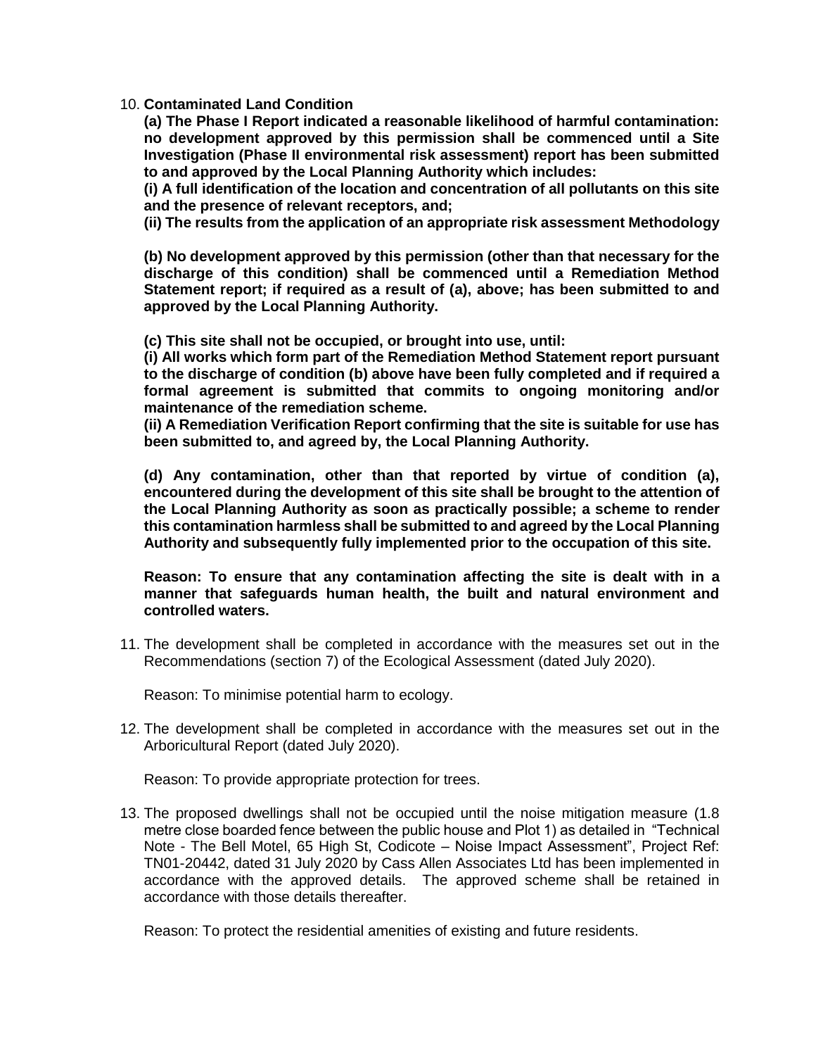10. **Contaminated Land Condition**

    **(a) The Phase I Report indicated a reasonable likelihood of harmful contamination: no development approved by this permission shall be commenced until a Site Investigation (Phase II environmental risk assessment) report has been submitted to and approved by the Local Planning Authority which includes:**

    **(i) A full identification of the location and concentration of all pollutants on this site and the presence of relevant receptors, and;**

    **(ii) The results from the application of an appropriate risk assessment Methodology**

    **(b) No development approved by this permission (other than that necessary for the discharge of this condition) shall be commenced until a Remediation Method Statement report; if required as a result of (a), above; has been submitted to and approved by the Local Planning Authority.**

    **(c) This site shall not be occupied, or brought into use, until:**

    **(i) All works which form part of the Remediation Method Statement report pursuant to the discharge of condition (b) above have been fully completed and if required a formal agreement is submitted that commits to ongoing monitoring and/or maintenance of the remediation scheme.**

    **(ii) A Remediation Verification Report confirming that the site is suitable for use has been submitted to, and agreed by, the Local Planning Authority.**

    **(d) Any contamination, other than that reported by virtue of condition (a), encountered during the development of this site shall be brought to the attention of the Local Planning Authority as soon as practically possible; a scheme to render this contamination harmless shall be submitted to and agreed by the Local Planning Authority and subsequently fully implemented prior to the occupation of this site.**

    **Reason: To ensure that any contamination affecting the site is dealt with in a manner that safeguards human health, the built and natural environment and controlled waters.**

11. The development shall be completed in accordance with the measures set out in the Recommendations (section 7) of the Ecological Assessment (dated July 2020).

    Reason: To minimise potential harm to ecology.

12. The development shall be completed in accordance with the measures set out in the Arboricultural Report (dated July 2020).

    Reason: To provide appropriate protection for trees.

13. The proposed dwellings shall not be occupied until the noise mitigation measure (1.8 metre close boarded fence between the public house and Plot 1) as detailed in "Technical Note - The Bell Motel, 65 High St, Codicote – Noise Impact Assessment", Project Ref: TN01-20442, dated 31 July 2020 by Cass Allen Associates Ltd has been implemented in accordance with the approved details. The approved scheme shall be retained in accordance with those details thereafter.

    Reason: To protect the residential amenities of existing and future residents.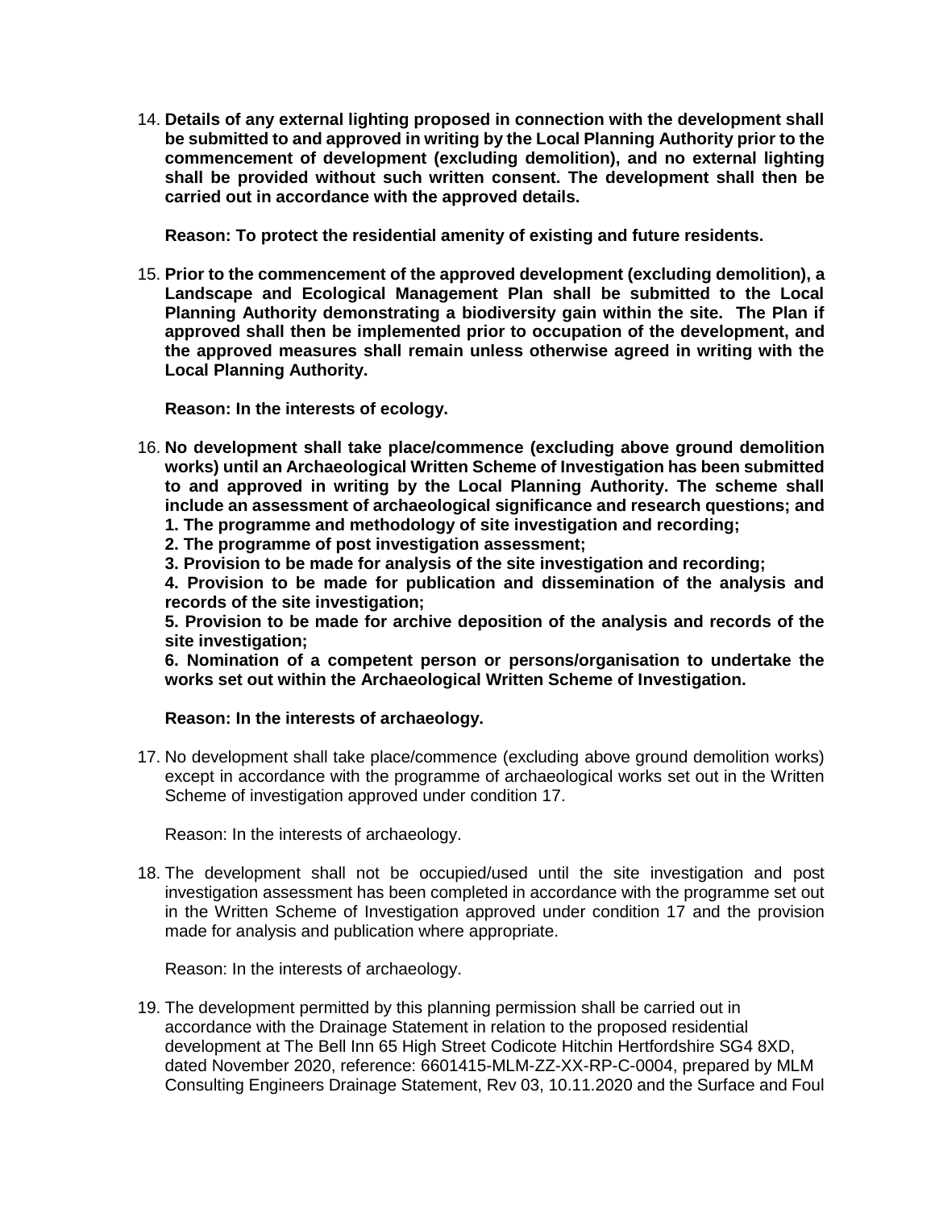14. **Details of any external lighting proposed in connection with the development shall be submitted to and approved in writing by the Local Planning Authority prior to the commencement of development (excluding demolition), and no external lighting shall be provided without such written consent. The development shall then be carried out in accordance with the approved details.**

    **Reason: To protect the residential amenity of existing and future residents.**

15. **Prior to the commencement of the approved development (excluding demolition), a Landscape and Ecological Management Plan shall be submitted to the Local Planning Authority demonstrating a biodiversity gain within the site. The Plan if approved shall then be implemented prior to occupation of the development, and the approved measures shall remain unless otherwise agreed in writing with the Local Planning Authority.**

    **Reason: In the interests of ecology.**

16. **No development shall take place/commence (excluding above ground demolition works) until an Archaeological Written Scheme of Investigation has been submitted to and approved in writing by the Local Planning Authority. The scheme shall include an assessment of archaeological significance and research questions; and**
    **1. The programme and methodology of site investigation and recording;**
    **2. The programme of post investigation assessment;**
    **3. Provision to be made for analysis of the site investigation and recording;**
    **4. Provision to be made for publication and dissemination of the analysis and records of the site investigation;**
    **5. Provision to be made for archive deposition of the analysis and records of the site investigation;**
    **6. Nomination of a competent person or persons/organisation to undertake the works set out within the Archaeological Written Scheme of Investigation.**

    **Reason: In the interests of archaeology.**

17. No development shall take place/commence (excluding above ground demolition works) except in accordance with the programme of archaeological works set out in the Written Scheme of investigation approved under condition 17.

    Reason: In the interests of archaeology.

18. The development shall not be occupied/used until the site investigation and post investigation assessment has been completed in accordance with the programme set out in the Written Scheme of Investigation approved under condition 17 and the provision made for analysis and publication where appropriate.

    Reason: In the interests of archaeology.

19. The development permitted by this planning permission shall be carried out in accordance with the Drainage Statement in relation to the proposed residential development at The Bell Inn 65 High Street Codicote Hitchin Hertfordshire SG4 8XD, dated November 2020, reference: 6601415-MLM-ZZ-XX-RP-C-0004, prepared by MLM Consulting Engineers Drainage Statement, Rev 03, 10.11.2020 and the Surface and Foul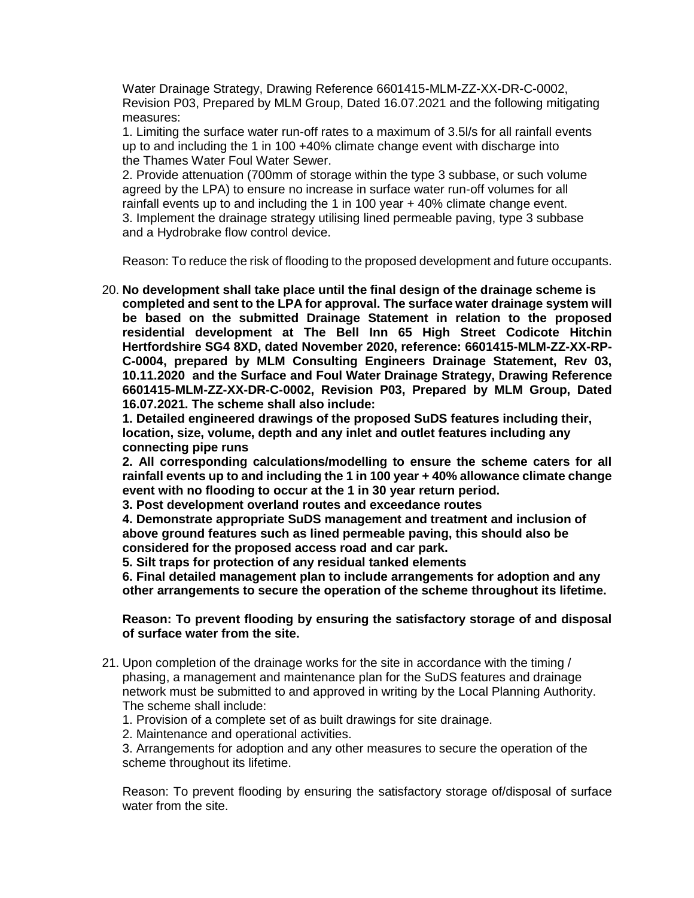Water Drainage Strategy, Drawing Reference 6601415-MLM-ZZ-XX-DR-C-0002, Revision P03, Prepared by MLM Group, Dated 16.07.2021 and the following mitigating measures:

1. Limiting the surface water run-off rates to a maximum of 3.5l/s for all rainfall events up to and including the 1 in 100 +40% climate change event with discharge into the Thames Water Foul Water Sewer.
2. Provide attenuation (700mm of storage within the type 3 subbase, or such volume agreed by the LPA) to ensure no increase in surface water run-off volumes for all rainfall events up to and including the 1 in 100 year + 40% climate change event.
3. Implement the drainage strategy utilising lined permeable paving, type 3 subbase and a Hydrobrake flow control device.

Reason: To reduce the risk of flooding to the proposed development and future occupants.

20. **No development shall take place until the final design of the drainage scheme is completed and sent to the LPA for approval. The surface water drainage system will be based on the submitted Drainage Statement in relation to the proposed residential development at The Bell Inn 65 High Street Codicote Hitchin Hertfordshire SG4 8XD, dated November 2020, reference: 6601415-MLM-ZZ-XX-RP-C-0004, prepared by MLM Consulting Engineers Drainage Statement, Rev 03, 10.11.2020 and the Surface and Foul Water Drainage Strategy, Drawing Reference 6601415-MLM-ZZ-XX-DR-C-0002, Revision P03, Prepared by MLM Group, Dated 16.07.2021. The scheme shall also include:**

    **1. Detailed engineered drawings of the proposed SuDS features including their, location, size, volume, depth and any inlet and outlet features including any connecting pipe runs**

    **2. All corresponding calculations/modelling to ensure the scheme caters for all rainfall events up to and including the 1 in 100 year + 40% allowance climate change event with no flooding to occur at the 1 in 30 year return period.**

    **3. Post development overland routes and exceedance routes**

    **4. Demonstrate appropriate SuDS management and treatment and inclusion of above ground features such as lined permeable paving, this should also be considered for the proposed access road and car park.**

    **5. Silt traps for protection of any residual tanked elements**

    **6. Final detailed management plan to include arrangements for adoption and any other arrangements to secure the operation of the scheme throughout its lifetime.**

    **Reason: To prevent flooding by ensuring the satisfactory storage of and disposal of surface water from the site.**

21. Upon completion of the drainage works for the site in accordance with the timing / phasing, a management and maintenance plan for the SuDS features and drainage network must be submitted to and approved in writing by the Local Planning Authority. The scheme shall include:

    1. Provision of a complete set of as built drawings for site drainage.
    2. Maintenance and operational activities.
    3. Arrangements for adoption and any other measures to secure the operation of the scheme throughout its lifetime.

    Reason: To prevent flooding by ensuring the satisfactory storage of/disposal of surface water from the site.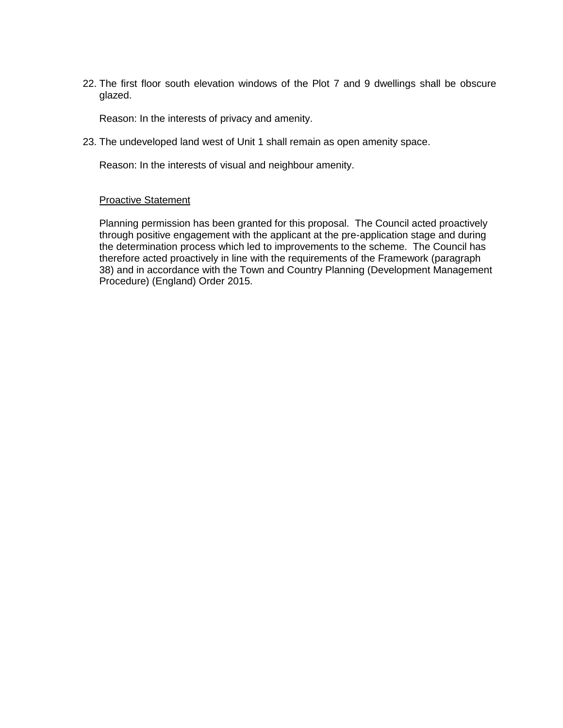22. The first floor south elevation windows of the Plot 7 and 9 dwellings shall be obscure glazed.

    Reason: In the interests of privacy and amenity.

23. The undeveloped land west of Unit 1 shall remain as open amenity space.

    Reason: In the interests of visual and neighbour amenity.

<u>Proactive Statement</u>

Planning permission has been granted for this proposal. The Council acted proactively through positive engagement with the applicant at the pre-application stage and during the determination process which led to improvements to the scheme. The Council has therefore acted proactively in line with the requirements of the Framework (paragraph 38) and in accordance with the Town and Country Planning (Development Management Procedure) (England) Order 2015.